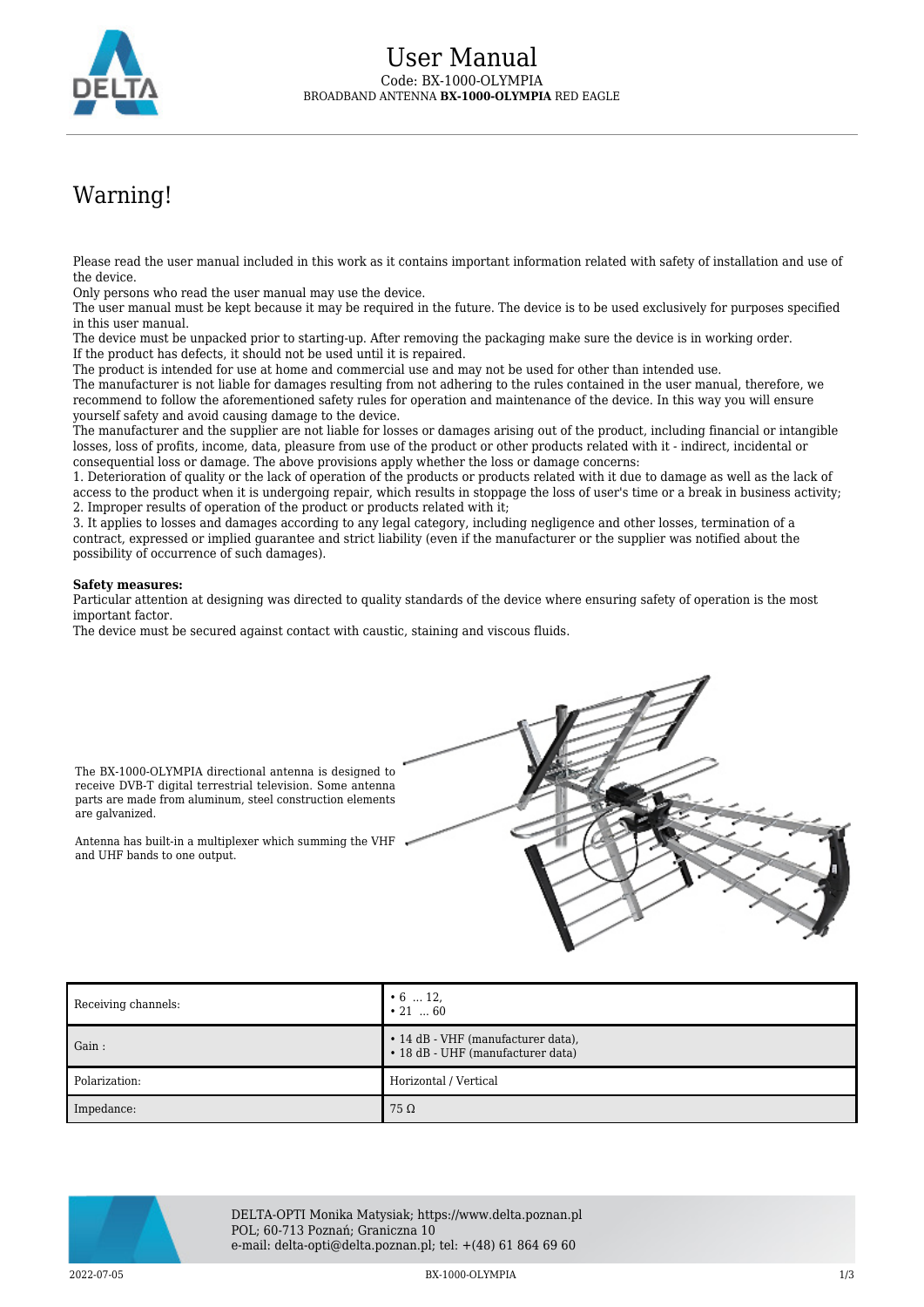# User Manual

Code: BX-1000-OLYMPIA

BROADBAND ANTENNA **BX-1000-OLYMPIA** RED EAGLE

# Warning!

Please read the user manual included in this work as it contains important information related with safety of installation and use of the device.
Only persons who read the user manual may use the device.
The user manual must be kept because it may be required in the future. The device is to be used exclusively for purposes specified in this user manual.
The device must be unpacked prior to starting-up. After removing the packaging make sure the device is in working order.
If the product has defects, it should not be used until it is repaired.
The product is intended for use at home and commercial use and may not be used for other than intended use.
The manufacturer is not liable for damages resulting from not adhering to the rules contained in the user manual, therefore, we recommend to follow the aforementioned safety rules for operation and maintenance of the device. In this way you will ensure yourself safety and avoid causing damage to the device.
The manufacturer and the supplier are not liable for losses or damages arising out of the product, including financial or intangible losses, loss of profits, income, data, pleasure from use of the product or other products related with it - indirect, incidental or consequential loss or damage. The above provisions apply whether the loss or damage concerns:
1. Deterioration of quality or the lack of operation of the products or products related with it due to damage as well as the lack of access to the product when it is undergoing repair, which results in stoppage the loss of user's time or a break in business activity;
2. Improper results of operation of the product or products related with it;
3. It applies to losses and damages according to any legal category, including negligence and other losses, termination of a contract, expressed or implied guarantee and strict liability (even if the manufacturer or the supplier was notified about the possibility of occurrence of such damages).

**Safety measures:**
Particular attention at designing was directed to quality standards of the device where ensuring safety of operation is the most important factor.
The device must be secured against contact with caustic, staining and viscous fluids.

The BX-1000-OLYMPIA directional antenna is designed to receive DVB-T digital terrestrial television. Some antenna parts are made from aluminum, steel construction elements are galvanized.

Antenna has built-in a multiplexer which summing the VHF and UHF bands to one output.

| Parameter | Value |
| --- | --- |
| Receiving channels: | • 6 ... 12, • 21 ... 60 |
| Gain : | • 14 dB - VHF (manufacturer data), • 18 dB - UHF (manufacturer data) |
| Polarization: | Horizontal / Vertical |
| Impedance: | 75 Ω |

DELTA-OPTI Monika Matysiak; https://www.delta.poznan.pl
POL; 60-713 Poznań; Graniczna 10
e-mail: delta-opti@delta.poznan.pl; tel: +(48) 61 864 69 60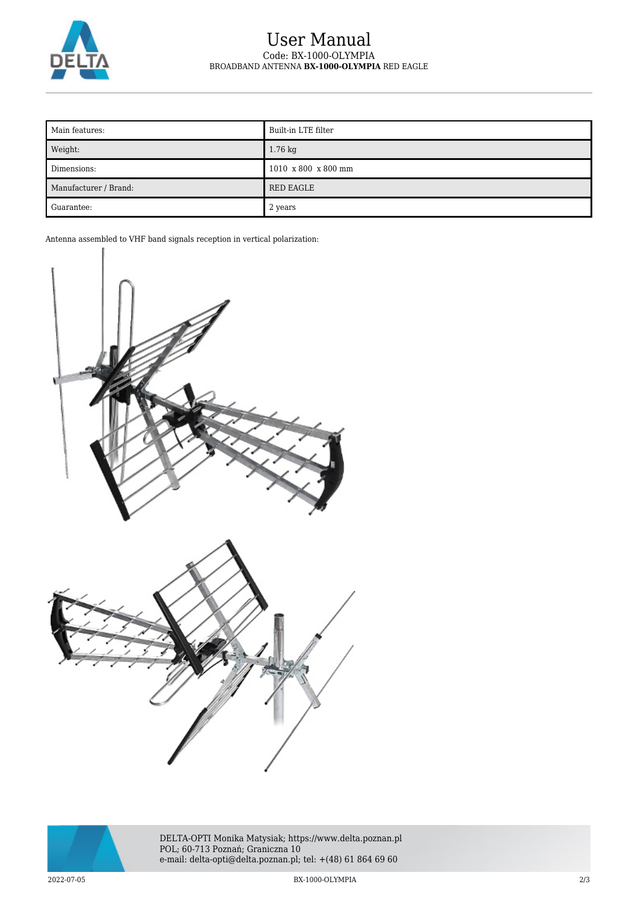| Main features: | Built-in LTE filter |
| --- | --- |
| Weight: | 1.76 kg |
| Dimensions: | 1010 x 800 x 800 mm |
| Manufacturer / Brand: | RED EAGLE |
| Guarantee: | 2 years |

Antenna assembled to VHF band signals reception in vertical polarization: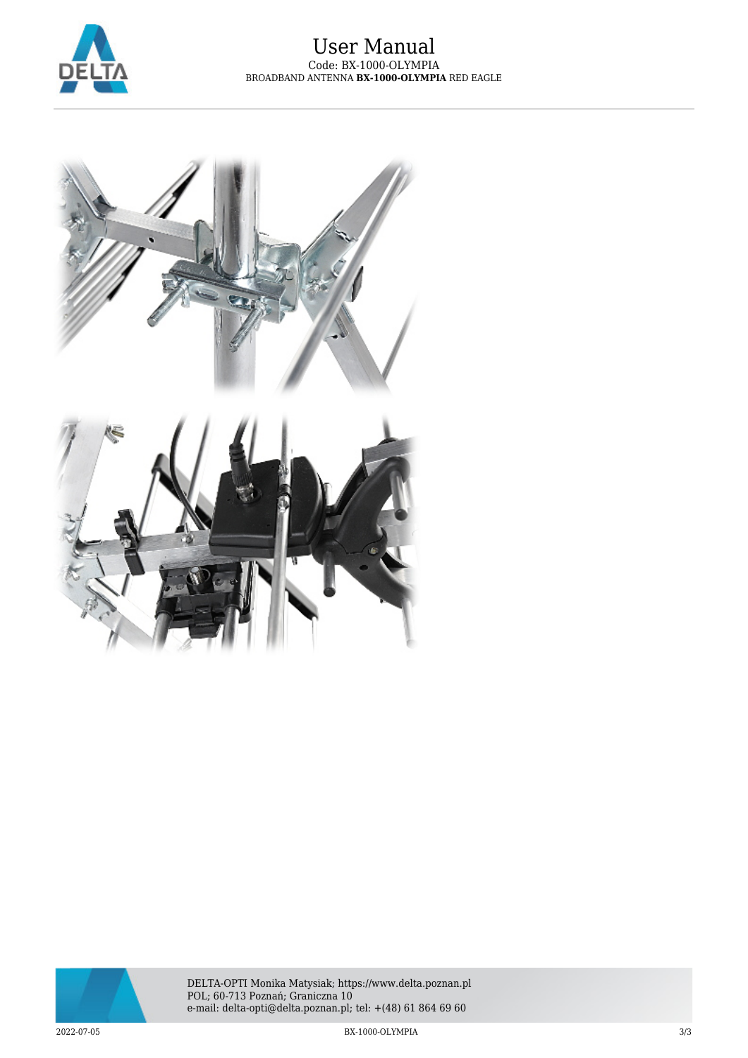DELTA-OPTI Monika Matysiak; https://www.delta.poznan.pl
POL; 60-713 Poznań; Graniczna 10
e-mail: delta-opti@delta.poznan.pl; tel: +(48) 61 864 69 60